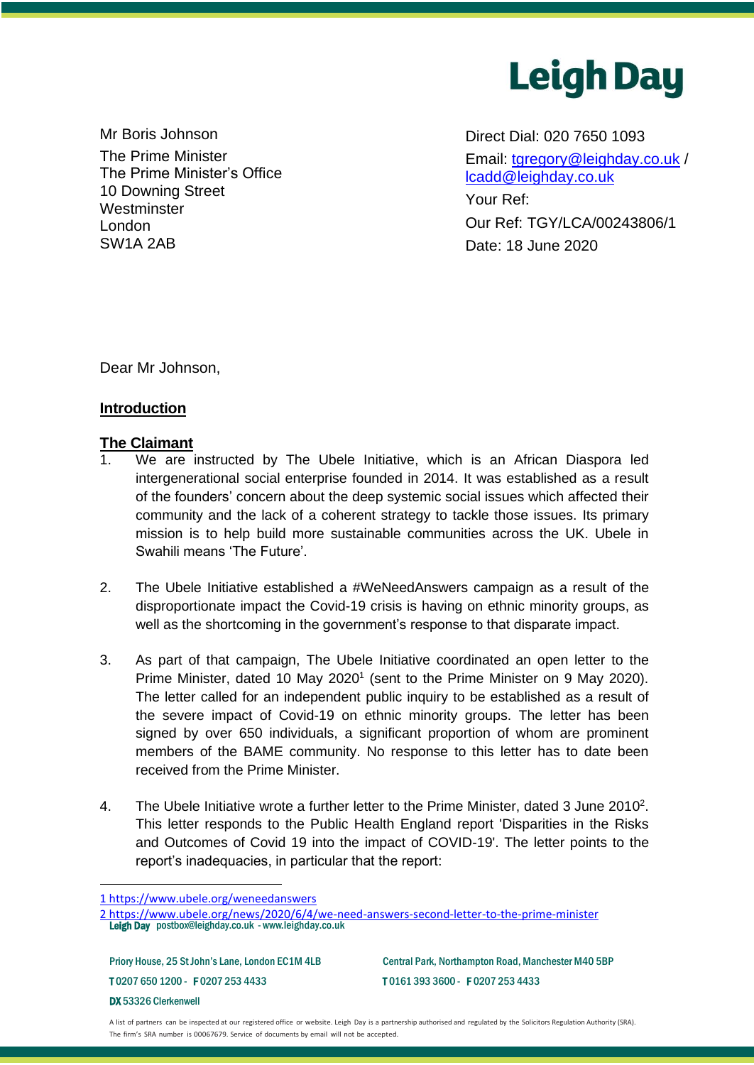# Leigh Day

Mr Boris Johnson
The Prime Minister
The Prime Minister's Office
10 Downing Street
Westminster
London
SW1A 2AB

Direct Dial: 020 7650 1093
Email: tgregory@leighday.co.uk / lcadd@leighday.co.uk
Your Ref:
Our Ref: TGY/LCA/00243806/1
Date: 18 June 2020

Dear Mr Johnson,

## Introduction

## The Claimant

1. We are instructed by The Ubele Initiative, which is an African Diaspora led intergenerational social enterprise founded in 2014. It was established as a result of the founders' concern about the deep systemic social issues which affected their community and the lack of a coherent strategy to tackle those issues. Its primary mission is to help build more sustainable communities across the UK. Ubele in Swahili means 'The Future'.

2. The Ubele Initiative established a #WeNeedAnswers campaign as a result of the disproportionate impact the Covid-19 crisis is having on ethnic minority groups, as well as the shortcoming in the government's response to that disparate impact.

3. As part of that campaign, The Ubele Initiative coordinated an open letter to the Prime Minister, dated 10 May 2020[1] (sent to the Prime Minister on 9 May 2020). The letter called for an independent public inquiry to be established as a result of the severe impact of Covid-19 on ethnic minority groups. The letter has been signed by over 650 individuals, a significant proportion of whom are prominent members of the BAME community. No response to this letter has to date been received from the Prime Minister.

4. The Ubele Initiative wrote a further letter to the Prime Minister, dated 3 June 2010[2]. This letter responds to the Public Health England report 'Disparities in the Risks and Outcomes of Covid 19 into the impact of COVID-19'. The letter points to the report's inadequacies, in particular that the report:

---

[1] https://www.ubele.org/weneedanswers

[2] https://www.ubele.org/news/2020/6/4/we-need-answers-second-letter-to-the-prime-minister

Leigh Day postbox@leighday.co.uk - www.leighday.co.uk

Priory House, 25 St John's Lane, London EC1M 4LB
T 0207 650 1200 - F 0207 253 4433
DX 53326 Clerkenwell

Central Park, Northampton Road, Manchester M40 5BP
T 0161 393 3600 - F 0207 253 4433

A list of partners can be inspected at our registered office or website. Leigh Day is a partnership authorised and regulated by the Solicitors Regulation Authority (SRA). The firm's SRA number is 00067679. Service of documents by email will not be accepted.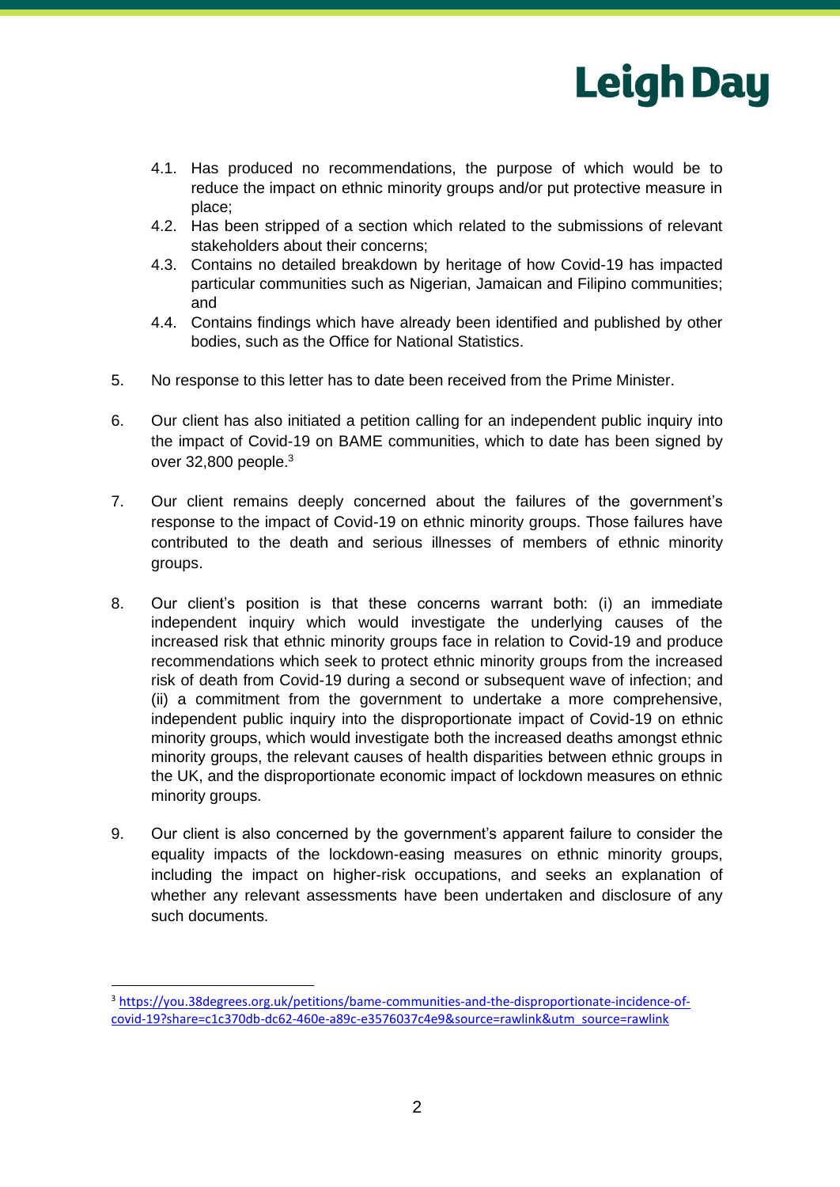4.1. Has produced no recommendations, the purpose of which would be to reduce the impact on ethnic minority groups and/or put protective measure in place;

4.2. Has been stripped of a section which related to the submissions of relevant stakeholders about their concerns;

4.3. Contains no detailed breakdown by heritage of how Covid-19 has impacted particular communities such as Nigerian, Jamaican and Filipino communities; and

4.4. Contains findings which have already been identified and published by other bodies, such as the Office for National Statistics.

5. No response to this letter has to date been received from the Prime Minister.

6. Our client has also initiated a petition calling for an independent public inquiry into the impact of Covid-19 on BAME communities, which to date has been signed by over 32,800 people.[3]

7. Our client remains deeply concerned about the failures of the government's response to the impact of Covid-19 on ethnic minority groups. Those failures have contributed to the death and serious illnesses of members of ethnic minority groups.

8. Our client's position is that these concerns warrant both: (i) an immediate independent inquiry which would investigate the underlying causes of the increased risk that ethnic minority groups face in relation to Covid-19 and produce recommendations which seek to protect ethnic minority groups from the increased risk of death from Covid-19 during a second or subsequent wave of infection; and (ii) a commitment from the government to undertake a more comprehensive, independent public inquiry into the disproportionate impact of Covid-19 on ethnic minority groups, which would investigate both the increased deaths amongst ethnic minority groups, the relevant causes of health disparities between ethnic groups in the UK, and the disproportionate economic impact of lockdown measures on ethnic minority groups.

9. Our client is also concerned by the government's apparent failure to consider the equality impacts of the lockdown-easing measures on ethnic minority groups, including the impact on higher-risk occupations, and seeks an explanation of whether any relevant assessments have been undertaken and disclosure of any such documents.

---

[3] https://you.38degrees.org.uk/petitions/bame-communities-and-the-disproportionate-incidence-of-covid-19?share=c1c370db-dc62-460e-a89c-e3576037c4e9&source=rawlink&utm_source=rawlink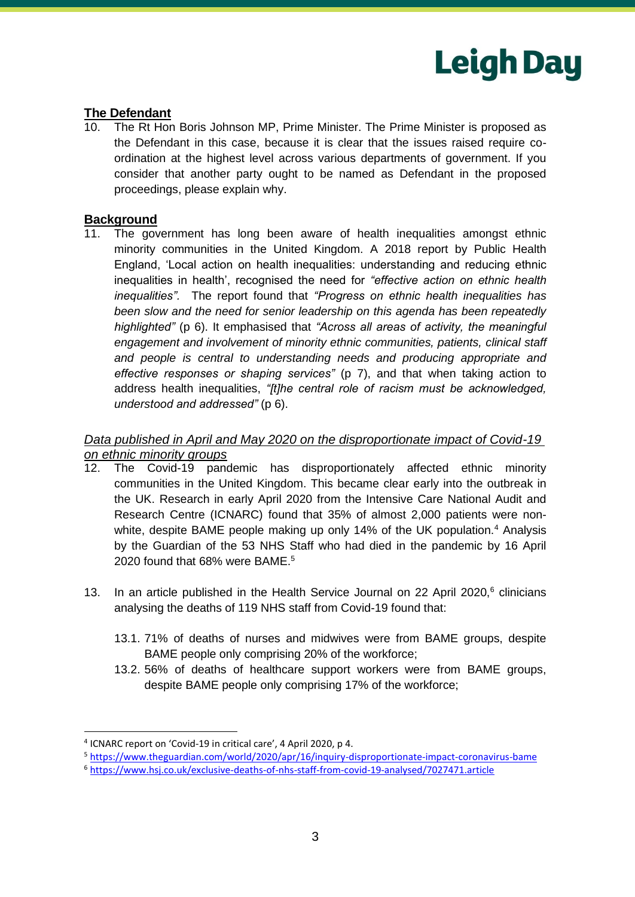**The Defendant**

10. The Rt Hon Boris Johnson MP, Prime Minister. The Prime Minister is proposed as the Defendant in this case, because it is clear that the issues raised require co-ordination at the highest level across various departments of government. If you consider that another party ought to be named as Defendant in the proposed proceedings, please explain why.

**Background**

11. The government has long been aware of health inequalities amongst ethnic minority communities in the United Kingdom. A 2018 report by Public Health England, 'Local action on health inequalities: understanding and reducing ethnic inequalities in health', recognised the need for *"effective action on ethnic health inequalities".* The report found that *"Progress on ethnic health inequalities has been slow and the need for senior leadership on this agenda has been repeatedly highlighted"* (p 6). It emphasised that *"Across all areas of activity, the meaningful engagement and involvement of minority ethnic communities, patients, clinical staff and people is central to understanding needs and producing appropriate and effective responses or shaping services"* (p 7), and that when taking action to address health inequalities, *"[t]he central role of racism must be acknowledged, understood and addressed"* (p 6).

*Data published in April and May 2020 on the disproportionate impact of Covid-19 on ethnic minority groups*

12. The Covid-19 pandemic has disproportionately affected ethnic minority communities in the United Kingdom. This became clear early into the outbreak in the UK. Research in early April 2020 from the Intensive Care National Audit and Research Centre (ICNARC) found that 35% of almost 2,000 patients were non-white, despite BAME people making up only 14% of the UK population.[4] Analysis by the Guardian of the 53 NHS Staff who had died in the pandemic by 16 April 2020 found that 68% were BAME.[5]

13. In an article published in the Health Service Journal on 22 April 2020,[6] clinicians analysing the deaths of 119 NHS staff from Covid-19 found that:

    13.1. 71% of deaths of nurses and midwives were from BAME groups, despite BAME people only comprising 20% of the workforce;

    13.2. 56% of deaths of healthcare support workers were from BAME groups, despite BAME people only comprising 17% of the workforce;

---

[4] ICNARC report on 'Covid-19 in critical care', 4 April 2020, p 4.

[5] https://www.theguardian.com/world/2020/apr/16/inquiry-disproportionate-impact-coronavirus-bame

[6] https://www.hsj.co.uk/exclusive-deaths-of-nhs-staff-from-covid-19-analysed/7027471.article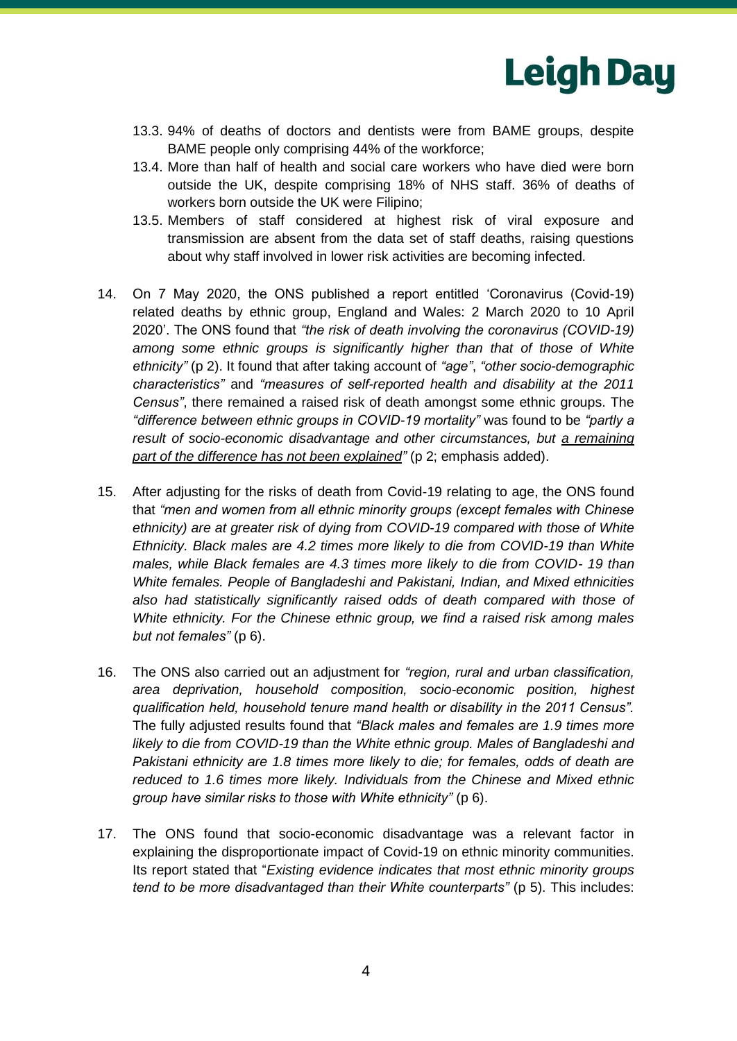13.3. 94% of deaths of doctors and dentists were from BAME groups, despite BAME people only comprising 44% of the workforce;

13.4. More than half of health and social care workers who have died were born outside the UK, despite comprising 18% of NHS staff. 36% of deaths of workers born outside the UK were Filipino;

13.5. Members of staff considered at highest risk of viral exposure and transmission are absent from the data set of staff deaths, raising questions about why staff involved in lower risk activities are becoming infected.

14. On 7 May 2020, the ONS published a report entitled 'Coronavirus (Covid-19) related deaths by ethnic group, England and Wales: 2 March 2020 to 10 April 2020'. The ONS found that *"the risk of death involving the coronavirus (COVID-19) among some ethnic groups is significantly higher than that of those of White ethnicity"* (p 2). It found that after taking account of *"age"*, *"other socio-demographic characteristics"* and *"measures of self-reported health and disability at the 2011 Census"*, there remained a raised risk of death amongst some ethnic groups. The *"difference between ethnic groups in COVID-19 mortality"* was found to be *"partly a result of socio-economic disadvantage and other circumstances, but <u>a remaining part of the difference has not been explained</u>"* (p 2; emphasis added).

15. After adjusting for the risks of death from Covid-19 relating to age, the ONS found that *"men and women from all ethnic minority groups (except females with Chinese ethnicity) are at greater risk of dying from COVID-19 compared with those of White Ethnicity. Black males are 4.2 times more likely to die from COVID-19 than White males, while Black females are 4.3 times more likely to die from COVID- 19 than White females. People of Bangladeshi and Pakistani, Indian, and Mixed ethnicities also had statistically significantly raised odds of death compared with those of White ethnicity. For the Chinese ethnic group, we find a raised risk among males but not females"* (p 6).

16. The ONS also carried out an adjustment for *"region, rural and urban classification, area deprivation, household composition, socio-economic position, highest qualification held, household tenure mand health or disability in the 2011 Census".* The fully adjusted results found that *"Black males and females are 1.9 times more likely to die from COVID-19 than the White ethnic group. Males of Bangladeshi and Pakistani ethnicity are 1.8 times more likely to die; for females, odds of death are reduced to 1.6 times more likely. Individuals from the Chinese and Mixed ethnic group have similar risks to those with White ethnicity"* (p 6).

17. The ONS found that socio-economic disadvantage was a relevant factor in explaining the disproportionate impact of Covid-19 on ethnic minority communities. Its report stated that "*Existing evidence indicates that most ethnic minority groups tend to be more disadvantaged than their White counterparts"* (p 5). This includes: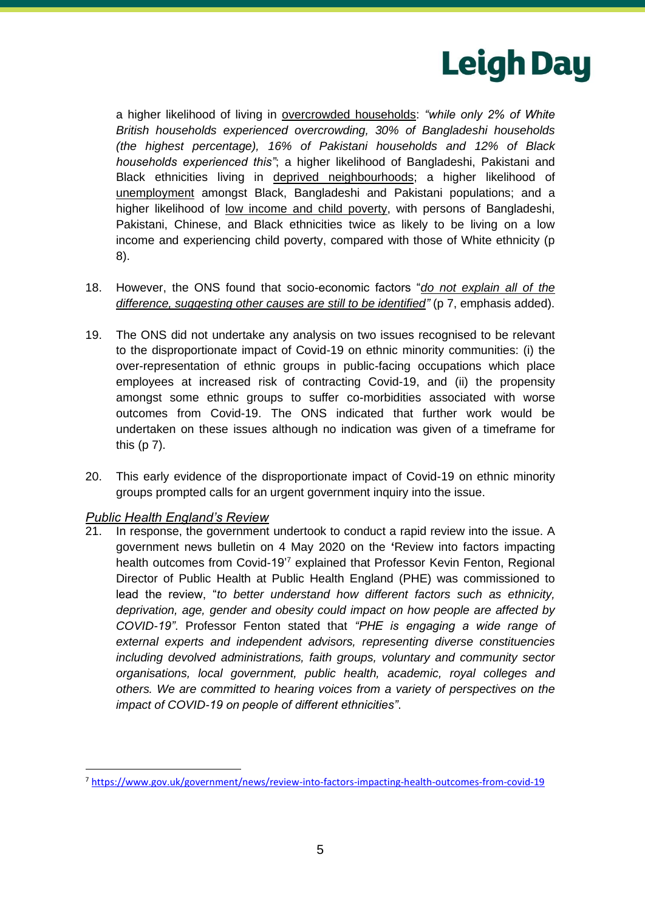a higher likelihood of living in <u>overcrowded households</u>: *"while only 2% of White British households experienced overcrowding, 30% of Bangladeshi households (the highest percentage), 16% of Pakistani households and 12% of Black households experienced this"*; a higher likelihood of Bangladeshi, Pakistani and Black ethnicities living in <u>deprived neighbourhoods</u>; a higher likelihood of <u>unemployment</u> amongst Black, Bangladeshi and Pakistani populations; and a higher likelihood of <u>low income and child poverty</u>, with persons of Bangladeshi, Pakistani, Chinese, and Black ethnicities twice as likely to be living on a low income and experiencing child poverty, compared with those of White ethnicity (p 8).

18. However, the ONS found that socio-economic factors "*<u>do not explain all of the difference, suggesting other causes are still to be identified</u>"* (p 7, emphasis added).

19. The ONS did not undertake any analysis on two issues recognised to be relevant to the disproportionate impact of Covid-19 on ethnic minority communities: (i) the over-representation of ethnic groups in public-facing occupations which place employees at increased risk of contracting Covid-19, and (ii) the propensity amongst some ethnic groups to suffer co-morbidities associated with worse outcomes from Covid-19. The ONS indicated that further work would be undertaken on these issues although no indication was given of a timeframe for this (p 7).

20. This early evidence of the disproportionate impact of Covid-19 on ethnic minority groups prompted calls for an urgent government inquiry into the issue.

*<u>Public Health England's Review</u>*

21. In response, the government undertook to conduct a rapid review into the issue. A government news bulletin on 4 May 2020 on the 'Review into factors impacting health outcomes from Covid-19'[7] explained that Professor Kevin Fenton, Regional Director of Public Health at Public Health England (PHE) was commissioned to lead the review, "*to better understand how different factors such as ethnicity, deprivation, age, gender and obesity could impact on how people are affected by COVID-19"*. Professor Fenton stated that *"PHE is engaging a wide range of external experts and independent advisors, representing diverse constituencies including devolved administrations, faith groups, voluntary and community sector organisations, local government, public health, academic, royal colleges and others. We are committed to hearing voices from a variety of perspectives on the impact of COVID-19 on people of different ethnicities"*.

---

[7] https://www.gov.uk/government/news/review-into-factors-impacting-health-outcomes-from-covid-19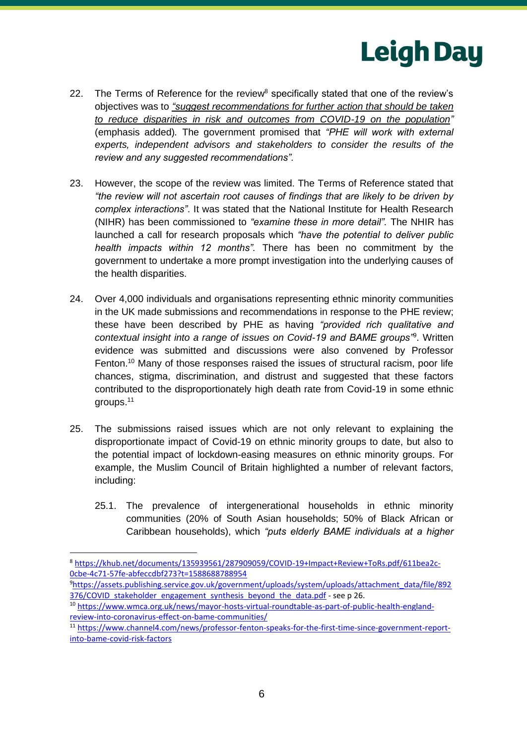22. The Terms of Reference for the review[8] specifically stated that one of the review's objectives was to *"suggest recommendations for further action that should be taken to reduce disparities in risk and outcomes from COVID-19 on the population"* (emphasis added). The government promised that *"PHE will work with external experts, independent advisors and stakeholders to consider the results of the review and any suggested recommendations"*.

23. However, the scope of the review was limited. The Terms of Reference stated that *"the review will not ascertain root causes of findings that are likely to be driven by complex interactions"*. It was stated that the National Institute for Health Research (NIHR) has been commissioned to *"examine these in more detail"*. The NHIR has launched a call for research proposals which *"have the potential to deliver public health impacts within 12 months"*. There has been no commitment by the government to undertake a more prompt investigation into the underlying causes of the health disparities.

24. Over 4,000 individuals and organisations representing ethnic minority communities in the UK made submissions and recommendations in response to the PHE review; these have been described by PHE as having *"provided rich qualitative and contextual insight into a range of issues on Covid-19 and BAME groups"*[9]. Written evidence was submitted and discussions were also convened by Professor Fenton.[10] Many of those responses raised the issues of structural racism, poor life chances, stigma, discrimination, and distrust and suggested that these factors contributed to the disproportionately high death rate from Covid-19 in some ethnic groups.[11]

25. The submissions raised issues which are not only relevant to explaining the disproportionate impact of Covid-19 on ethnic minority groups to date, but also to the potential impact of lockdown-easing measures on ethnic minority groups. For example, the Muslim Council of Britain highlighted a number of relevant factors, including:

    25.1. The prevalence of intergenerational households in ethnic minority communities (20% of South Asian households; 50% of Black African or Caribbean households), which *"puts elderly BAME individuals at a higher*

---

[8] https://khub.net/documents/135939561/287909059/COVID-19+Impact+Review+ToRs.pdf/611bea2c-0cbe-4c71-57fe-abfeccdbf273?t=1588688788954

[9] https://assets.publishing.service.gov.uk/government/uploads/system/uploads/attachment_data/file/892376/COVID_stakeholder_engagement_synthesis_beyond_the_data.pdf - see p 26.

[10] https://www.wmca.org.uk/news/mayor-hosts-virtual-roundtable-as-part-of-public-health-england-review-into-coronavirus-effect-on-bame-communities/

[11] https://www.channel4.com/news/professor-fenton-speaks-for-the-first-time-since-government-report-into-bame-covid-risk-factors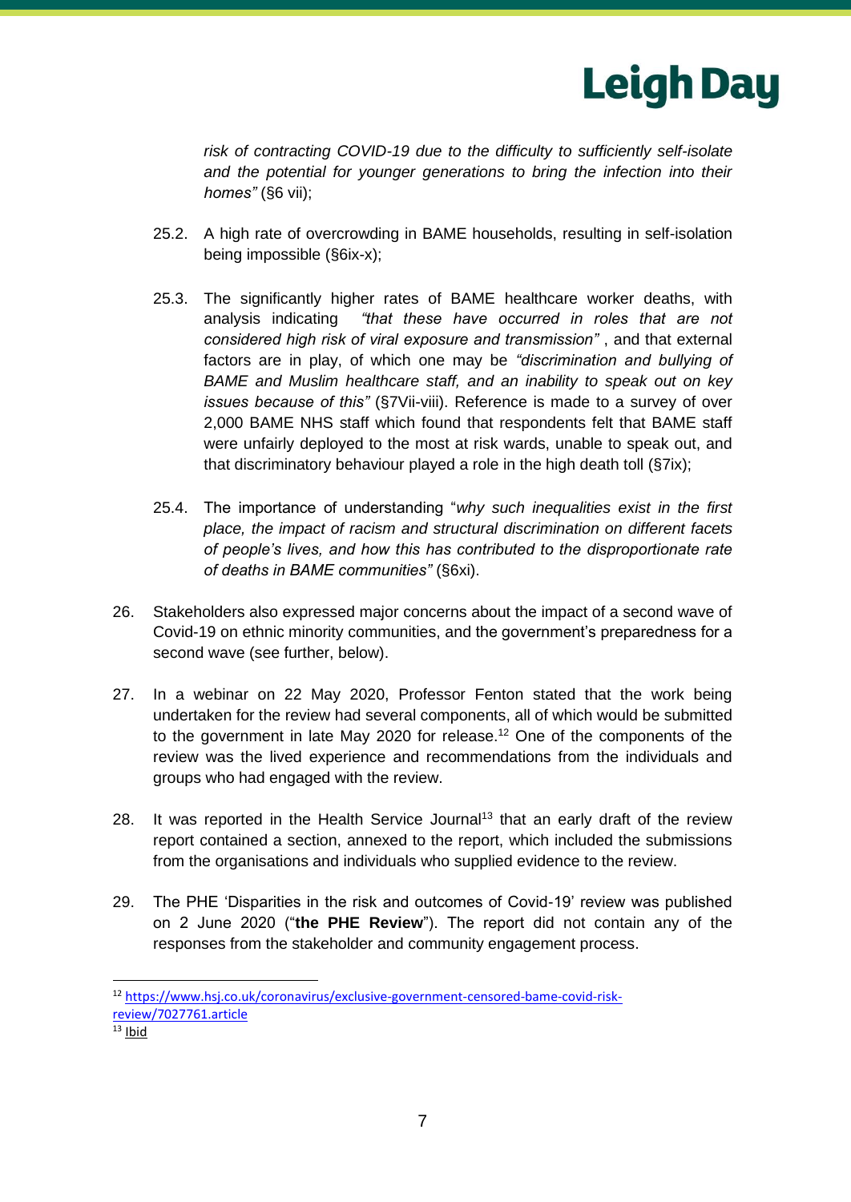*risk of contracting COVID-19 due to the difficulty to sufficiently self-isolate and the potential for younger generations to bring the infection into their homes"* (§6 vii);

25.2. A high rate of overcrowding in BAME households, resulting in self-isolation being impossible (§6ix-x);

25.3. The significantly higher rates of BAME healthcare worker deaths, with analysis indicating *"that these have occurred in roles that are not considered high risk of viral exposure and transmission"* , and that external factors are in play, of which one may be *"discrimination and bullying of BAME and Muslim healthcare staff, and an inability to speak out on key issues because of this"* (§7Vii-viii). Reference is made to a survey of over 2,000 BAME NHS staff which found that respondents felt that BAME staff were unfairly deployed to the most at risk wards, unable to speak out, and that discriminatory behaviour played a role in the high death toll (§7ix);

25.4. The importance of understanding "*why such inequalities exist in the first place, the impact of racism and structural discrimination on different facets of people's lives, and how this has contributed to the disproportionate rate of deaths in BAME communities"* (§6xi).

26. Stakeholders also expressed major concerns about the impact of a second wave of Covid-19 on ethnic minority communities, and the government's preparedness for a second wave (see further, below).

27. In a webinar on 22 May 2020, Professor Fenton stated that the work being undertaken for the review had several components, all of which would be submitted to the government in late May 2020 for release.[12] One of the components of the review was the lived experience and recommendations from the individuals and groups who had engaged with the review.

28. It was reported in the Health Service Journal[13] that an early draft of the review report contained a section, annexed to the report, which included the submissions from the organisations and individuals who supplied evidence to the review.

29. The PHE 'Disparities in the risk and outcomes of Covid-19' review was published on 2 June 2020 ("**the PHE Review**"). The report did not contain any of the responses from the stakeholder and community engagement process.

---

[12] https://www.hsj.co.uk/coronavirus/exclusive-government-censored-bame-covid-risk-review/7027761.article

[13] Ibid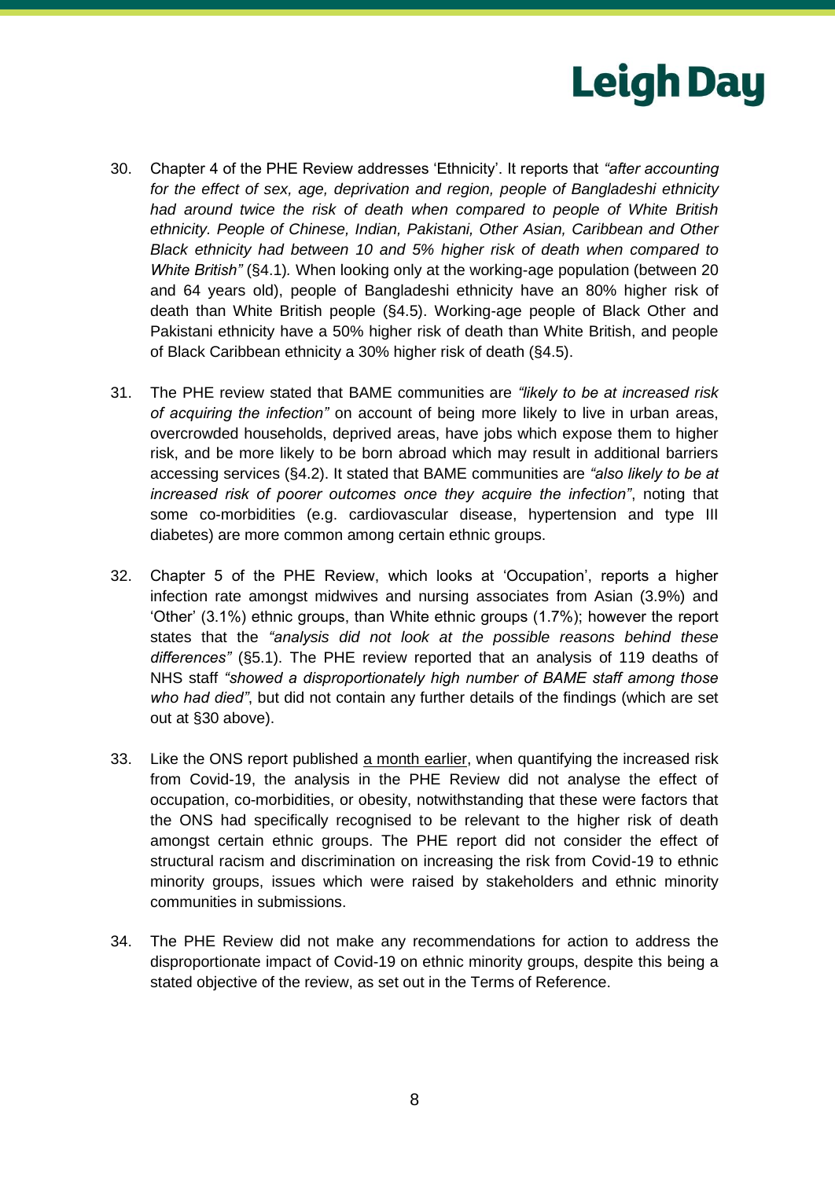30. Chapter 4 of the PHE Review addresses 'Ethnicity'. It reports that *"after accounting for the effect of sex, age, deprivation and region, people of Bangladeshi ethnicity had around twice the risk of death when compared to people of White British ethnicity. People of Chinese, Indian, Pakistani, Other Asian, Caribbean and Other Black ethnicity had between 10 and 5% higher risk of death when compared to White British"* (§4.1). When looking only at the working-age population (between 20 and 64 years old), people of Bangladeshi ethnicity have an 80% higher risk of death than White British people (§4.5). Working-age people of Black Other and Pakistani ethnicity have a 50% higher risk of death than White British, and people of Black Caribbean ethnicity a 30% higher risk of death (§4.5).

31. The PHE review stated that BAME communities are *"likely to be at increased risk of acquiring the infection"* on account of being more likely to live in urban areas, overcrowded households, deprived areas, have jobs which expose them to higher risk, and be more likely to be born abroad which may result in additional barriers accessing services (§4.2). It stated that BAME communities are *"also likely to be at increased risk of poorer outcomes once they acquire the infection"*, noting that some co-morbidities (e.g. cardiovascular disease, hypertension and type III diabetes) are more common among certain ethnic groups.

32. Chapter 5 of the PHE Review, which looks at 'Occupation', reports a higher infection rate amongst midwives and nursing associates from Asian (3.9%) and 'Other' (3.1%) ethnic groups, than White ethnic groups (1.7%); however the report states that the *"analysis did not look at the possible reasons behind these differences"* (§5.1). The PHE review reported that an analysis of 119 deaths of NHS staff *"showed a disproportionately high number of BAME staff among those who had died"*, but did not contain any further details of the findings (which are set out at §30 above).

33. Like the ONS report published <u>a month earlier</u>, when quantifying the increased risk from Covid-19, the analysis in the PHE Review did not analyse the effect of occupation, co-morbidities, or obesity, notwithstanding that these were factors that the ONS had specifically recognised to be relevant to the higher risk of death amongst certain ethnic groups. The PHE report did not consider the effect of structural racism and discrimination on increasing the risk from Covid-19 to ethnic minority groups, issues which were raised by stakeholders and ethnic minority communities in submissions.

34. The PHE Review did not make any recommendations for action to address the disproportionate impact of Covid-19 on ethnic minority groups, despite this being a stated objective of the review, as set out in the Terms of Reference.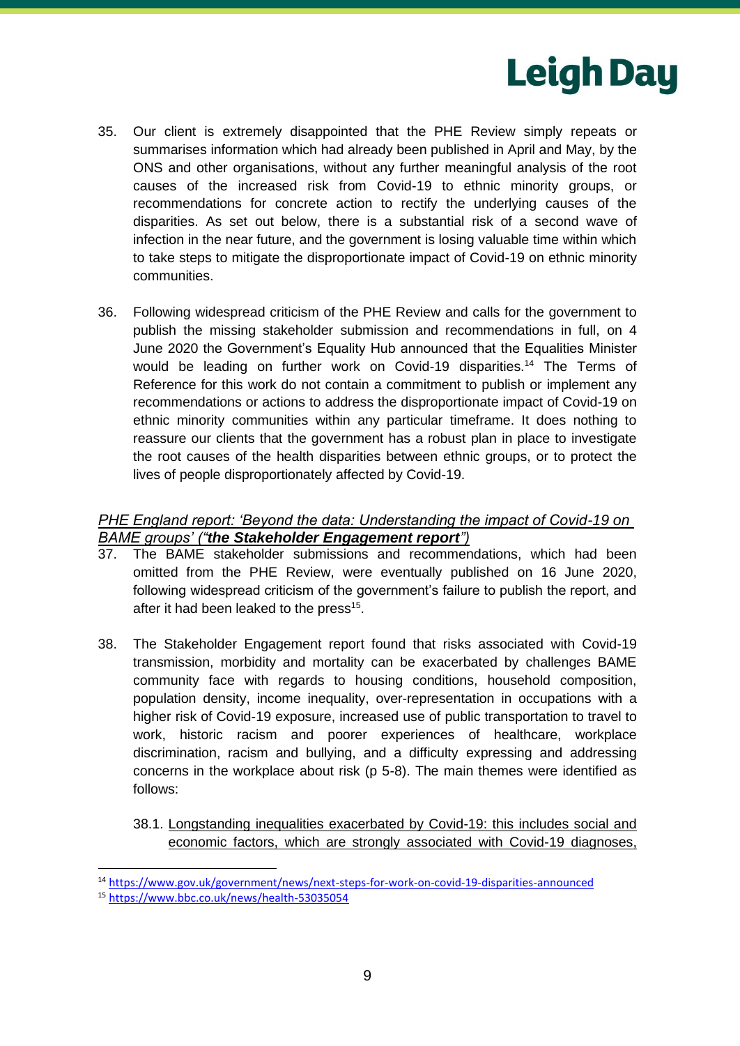35. Our client is extremely disappointed that the PHE Review simply repeats or summarises information which had already been published in April and May, by the ONS and other organisations, without any further meaningful analysis of the root causes of the increased risk from Covid-19 to ethnic minority groups, or recommendations for concrete action to rectify the underlying causes of the disparities. As set out below, there is a substantial risk of a second wave of infection in the near future, and the government is losing valuable time within which to take steps to mitigate the disproportionate impact of Covid-19 on ethnic minority communities.

36. Following widespread criticism of the PHE Review and calls for the government to publish the missing stakeholder submission and recommendations in full, on 4 June 2020 the Government's Equality Hub announced that the Equalities Minister would be leading on further work on Covid-19 disparities.[14] The Terms of Reference for this work do not contain a commitment to publish or implement any recommendations or actions to address the disproportionate impact of Covid-19 on ethnic minority communities within any particular timeframe. It does nothing to reassure our clients that the government has a robust plan in place to investigate the root causes of the health disparities between ethnic groups, or to protect the lives of people disproportionately affected by Covid-19.

*PHE England report: 'Beyond the data: Understanding the impact of Covid-19 on BAME groups' ("**the Stakeholder Engagement report**")*

37. The BAME stakeholder submissions and recommendations, which had been omitted from the PHE Review, were eventually published on 16 June 2020, following widespread criticism of the government's failure to publish the report, and after it had been leaked to the press[15].

38. The Stakeholder Engagement report found that risks associated with Covid-19 transmission, morbidity and mortality can be exacerbated by challenges BAME community face with regards to housing conditions, household composition, population density, income inequality, over-representation in occupations with a higher risk of Covid-19 exposure, increased use of public transportation to travel to work, historic racism and poorer experiences of healthcare, workplace discrimination, racism and bullying, and a difficulty expressing and addressing concerns in the workplace about risk (p 5-8). The main themes were identified as follows:

    38.1. Longstanding inequalities exacerbated by Covid-19: this includes social and economic factors, which are strongly associated with Covid-19 diagnoses,

---

[14] https://www.gov.uk/government/news/next-steps-for-work-on-covid-19-disparities-announced

[15] https://www.bbc.co.uk/news/health-53035054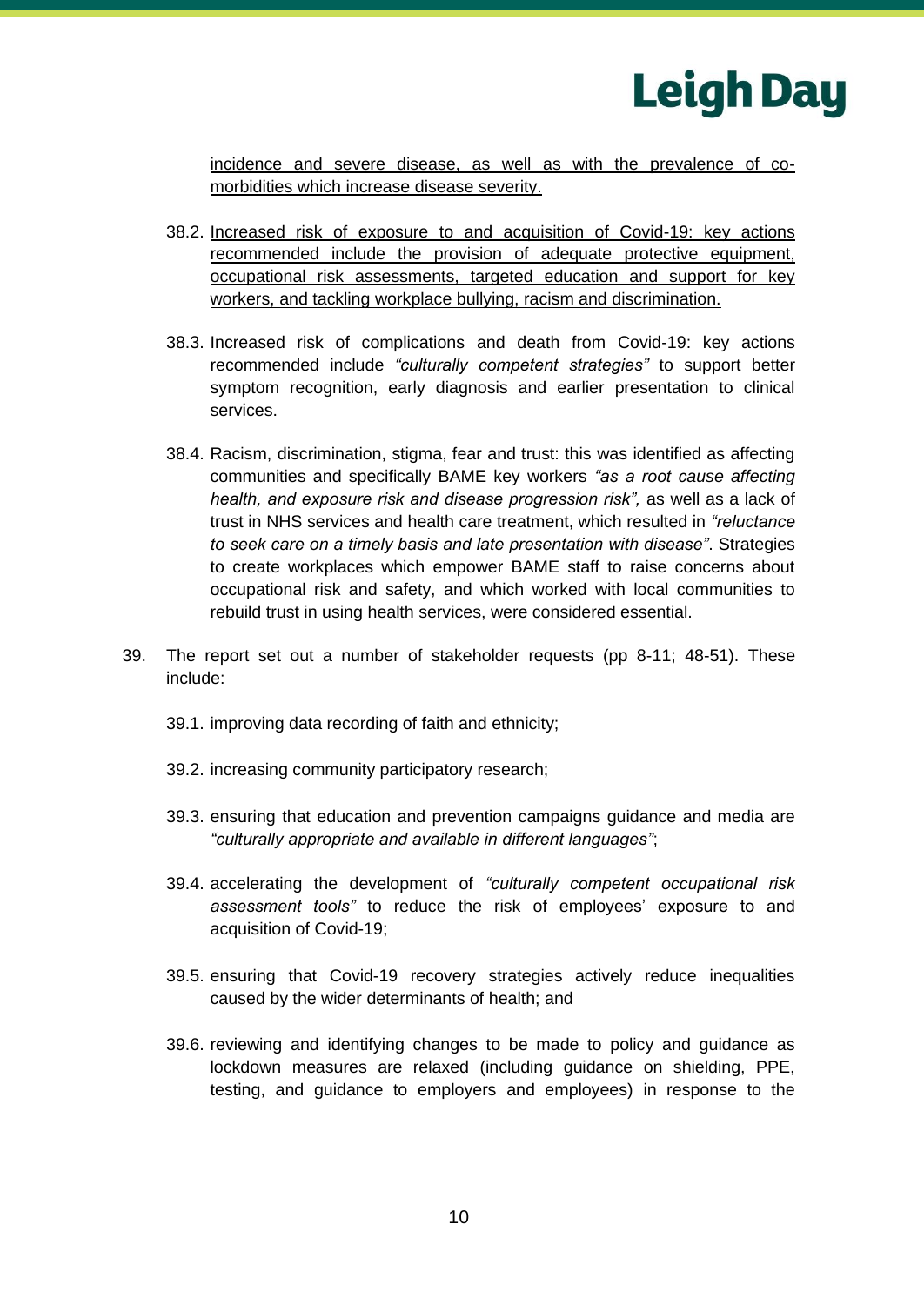incidence and severe disease, as well as with the prevalence of co-morbidities which increase disease severity.

38.2. Increased risk of exposure to and acquisition of Covid-19: key actions recommended include the provision of adequate protective equipment, occupational risk assessments, targeted education and support for key workers, and tackling workplace bullying, racism and discrimination.

38.3. Increased risk of complications and death from Covid-19: key actions recommended include *"culturally competent strategies"* to support better symptom recognition, early diagnosis and earlier presentation to clinical services.

38.4. Racism, discrimination, stigma, fear and trust: this was identified as affecting communities and specifically BAME key workers *"as a root cause affecting health, and exposure risk and disease progression risk",* as well as a lack of trust in NHS services and health care treatment, which resulted in *"reluctance to seek care on a timely basis and late presentation with disease"*. Strategies to create workplaces which empower BAME staff to raise concerns about occupational risk and safety, and which worked with local communities to rebuild trust in using health services, were considered essential.

39. The report set out a number of stakeholder requests (pp 8-11; 48-51). These include:

39.1. improving data recording of faith and ethnicity;

39.2. increasing community participatory research;

39.3. ensuring that education and prevention campaigns guidance and media are *"culturally appropriate and available in different languages"*;

39.4. accelerating the development of *"culturally competent occupational risk assessment tools"* to reduce the risk of employees' exposure to and acquisition of Covid-19;

39.5. ensuring that Covid-19 recovery strategies actively reduce inequalities caused by the wider determinants of health; and

39.6. reviewing and identifying changes to be made to policy and guidance as lockdown measures are relaxed (including guidance on shielding, PPE, testing, and guidance to employers and employees) in response to the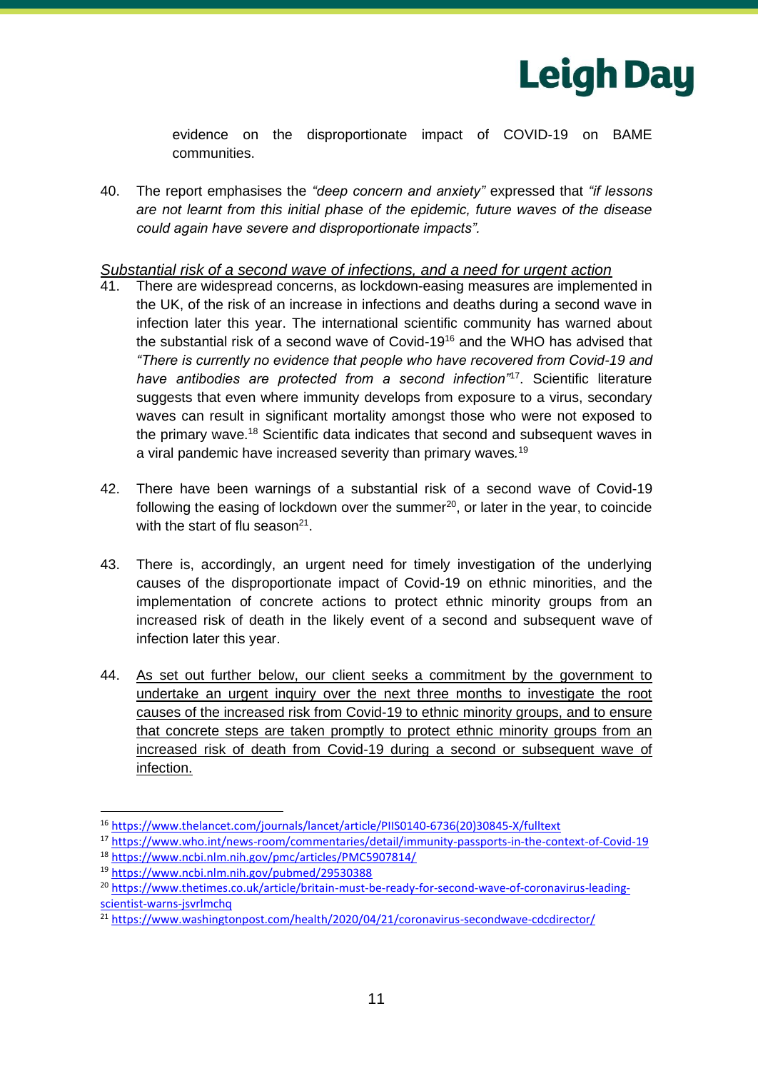evidence on the disproportionate impact of COVID-19 on BAME communities.

40. The report emphasises the *"deep concern and anxiety"* expressed that *"if lessons are not learnt from this initial phase of the epidemic, future waves of the disease could again have severe and disproportionate impacts".*

*<u>Substantial risk of a second wave of infections, and a need for urgent action</u>*

41. There are widespread concerns, as lockdown-easing measures are implemented in the UK, of the risk of an increase in infections and deaths during a second wave in infection later this year. The international scientific community has warned about the substantial risk of a second wave of Covid-19[16] and the WHO has advised that *"There is currently no evidence that people who have recovered from Covid-19 and have antibodies are protected from a second infection"*[17]. Scientific literature suggests that even where immunity develops from exposure to a virus, secondary waves can result in significant mortality amongst those who were not exposed to the primary wave.[18] Scientific data indicates that second and subsequent waves in a viral pandemic have increased severity than primary waves.[19]

42. There have been warnings of a substantial risk of a second wave of Covid-19 following the easing of lockdown over the summer[20], or later in the year, to coincide with the start of flu season[21].

43. There is, accordingly, an urgent need for timely investigation of the underlying causes of the disproportionate impact of Covid-19 on ethnic minorities, and the implementation of concrete actions to protect ethnic minority groups from an increased risk of death in the likely event of a second and subsequent wave of infection later this year.

44. <u>As set out further below, our client seeks a commitment by the government to undertake an urgent inquiry over the next three months to investigate the root causes of the increased risk from Covid-19 to ethnic minority groups, and to ensure that concrete steps are taken promptly to protect ethnic minority groups from an increased risk of death from Covid-19 during a second or subsequent wave of infection.</u>

---

[16] https://www.thelancet.com/journals/lancet/article/PIIS0140-6736(20)30845-X/fulltext

[17] https://www.who.int/news-room/commentaries/detail/immunity-passports-in-the-context-of-Covid-19

[18] https://www.ncbi.nlm.nih.gov/pmc/articles/PMC5907814/

[19] https://www.ncbi.nlm.nih.gov/pubmed/29530388

[20] https://www.thetimes.co.uk/article/britain-must-be-ready-for-second-wave-of-coronavirus-leading-scientist-warns-jsvrlmchq

[21] https://www.washingtonpost.com/health/2020/04/21/coronavirus-secondwave-cdcdirector/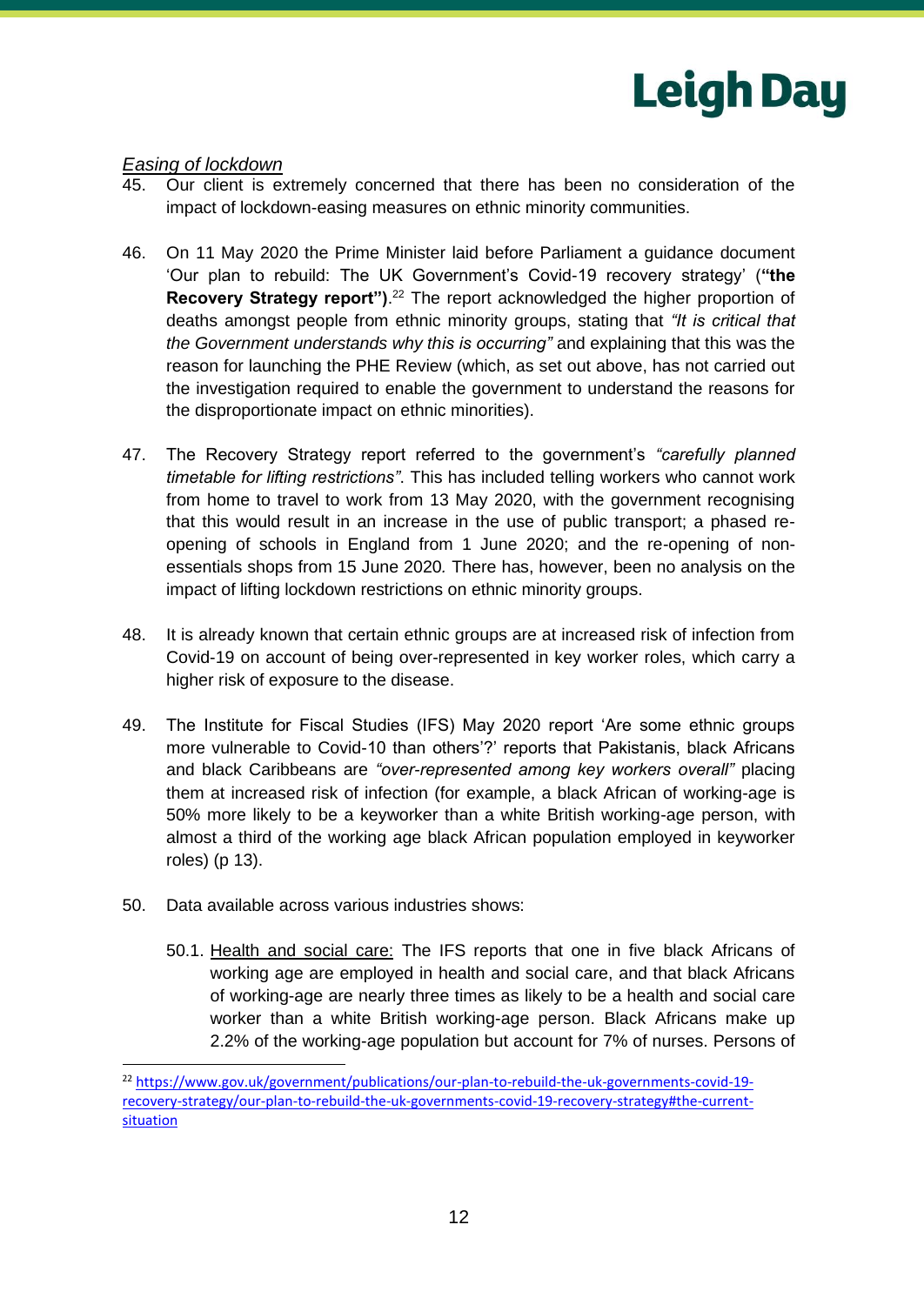*Easing of lockdown*

45. Our client is extremely concerned that there has been no consideration of the impact of lockdown-easing measures on ethnic minority communities.

46. On 11 May 2020 the Prime Minister laid before Parliament a guidance document 'Our plan to rebuild: The UK Government's Covid-19 recovery strategy' (**"the Recovery Strategy report")**.[22] The report acknowledged the higher proportion of deaths amongst people from ethnic minority groups, stating that *"It is critical that the Government understands why this is occurring"* and explaining that this was the reason for launching the PHE Review (which, as set out above, has not carried out the investigation required to enable the government to understand the reasons for the disproportionate impact on ethnic minorities).

47. The Recovery Strategy report referred to the government's *"carefully planned timetable for lifting restrictions"*. This has included telling workers who cannot work from home to travel to work from 13 May 2020, with the government recognising that this would result in an increase in the use of public transport; a phased re-opening of schools in England from 1 June 2020; and the re-opening of non-essentials shops from 15 June 2020. There has, however, been no analysis on the impact of lifting lockdown restrictions on ethnic minority groups.

48. It is already known that certain ethnic groups are at increased risk of infection from Covid-19 on account of being over-represented in key worker roles, which carry a higher risk of exposure to the disease.

49. The Institute for Fiscal Studies (IFS) May 2020 report 'Are some ethnic groups more vulnerable to Covid-10 than others'?' reports that Pakistanis, black Africans and black Caribbeans are *"over-represented among key workers overall"* placing them at increased risk of infection (for example, a black African of working-age is 50% more likely to be a keyworker than a white British working-age person, with almost a third of the working age black African population employed in keyworker roles) (p 13).

50. Data available across various industries shows:

    50.1. Health and social care: The IFS reports that one in five black Africans of working age are employed in health and social care, and that black Africans of working-age are nearly three times as likely to be a health and social care worker than a white British working-age person. Black Africans make up 2.2% of the working-age population but account for 7% of nurses. Persons of

[22] https://www.gov.uk/government/publications/our-plan-to-rebuild-the-uk-governments-covid-19-recovery-strategy/our-plan-to-rebuild-the-uk-governments-covid-19-recovery-strategy#the-current-situation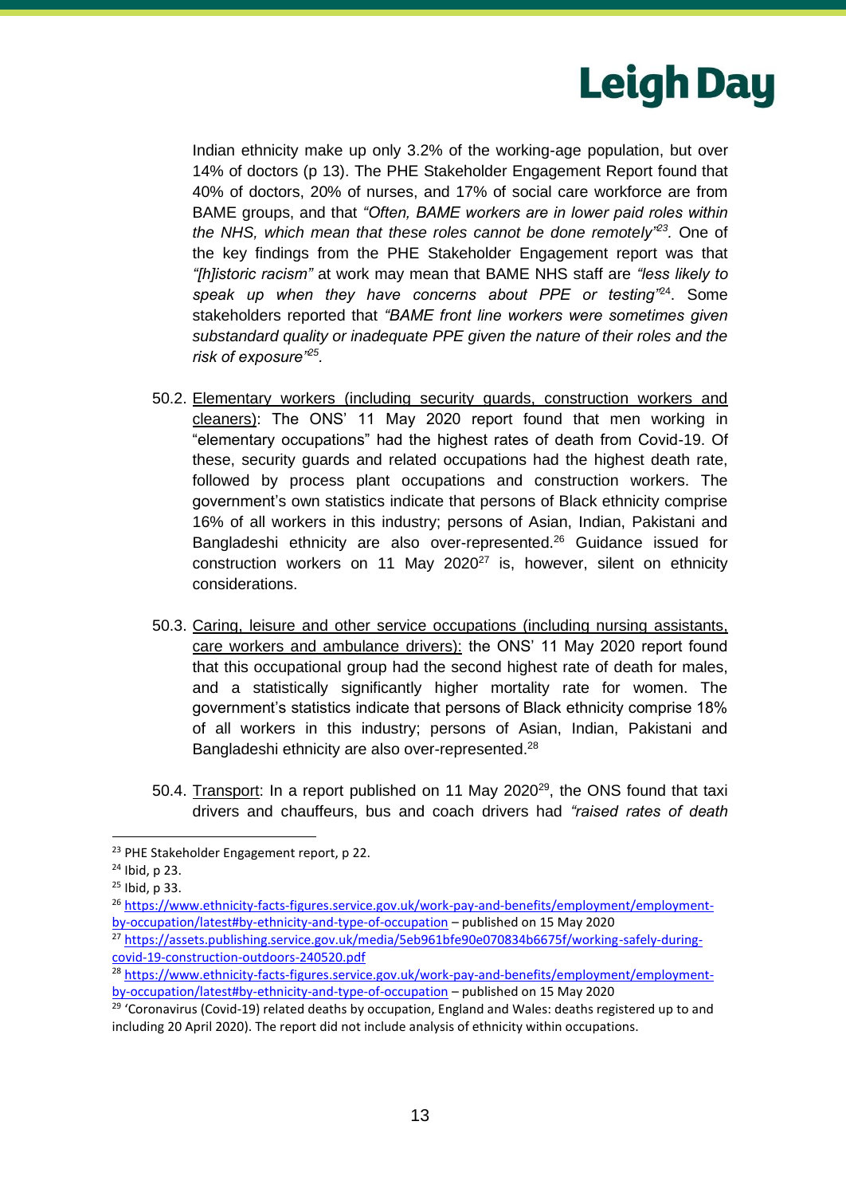Indian ethnicity make up only 3.2% of the working-age population, but over 14% of doctors (p 13). The PHE Stakeholder Engagement Report found that 40% of doctors, 20% of nurses, and 17% of social care workforce are from BAME groups, and that *"Often, BAME workers are in lower paid roles within the NHS, which mean that these roles cannot be done remotely"*[23]. One of the key findings from the PHE Stakeholder Engagement report was that *"[h]istoric racism"* at work may mean that BAME NHS staff are *"less likely to speak up when they have concerns about PPE or testing"*[24]. Some stakeholders reported that *"BAME front line workers were sometimes given substandard quality or inadequate PPE given the nature of their roles and the risk of exposure"*[25].

50.2. Elementary workers (including security guards, construction workers and cleaners): The ONS' 11 May 2020 report found that men working in "elementary occupations" had the highest rates of death from Covid-19. Of these, security guards and related occupations had the highest death rate, followed by process plant occupations and construction workers. The government's own statistics indicate that persons of Black ethnicity comprise 16% of all workers in this industry; persons of Asian, Indian, Pakistani and Bangladeshi ethnicity are also over-represented.[26] Guidance issued for construction workers on 11 May 2020[27] is, however, silent on ethnicity considerations.

50.3. Caring, leisure and other service occupations (including nursing assistants, care workers and ambulance drivers): the ONS' 11 May 2020 report found that this occupational group had the second highest rate of death for males, and a statistically significantly higher mortality rate for women. The government's statistics indicate that persons of Black ethnicity comprise 18% of all workers in this industry; persons of Asian, Indian, Pakistani and Bangladeshi ethnicity are also over-represented.[28]

50.4. Transport: In a report published on 11 May 2020[29], the ONS found that taxi drivers and chauffeurs, bus and coach drivers had *"raised rates of death*

---

[23] PHE Stakeholder Engagement report, p 22.

[24] Ibid, p 23.

[25] Ibid, p 33.

[26] https://www.ethnicity-facts-figures.service.gov.uk/work-pay-and-benefits/employment/employment-by-occupation/latest#by-ethnicity-and-type-of-occupation – published on 15 May 2020

[27] https://assets.publishing.service.gov.uk/media/5eb961bfe90e070834b6675f/working-safely-during-covid-19-construction-outdoors-240520.pdf

[28] https://www.ethnicity-facts-figures.service.gov.uk/work-pay-and-benefits/employment/employment-by-occupation/latest#by-ethnicity-and-type-of-occupation – published on 15 May 2020

[29] 'Coronavirus (Covid-19) related deaths by occupation, England and Wales: deaths registered up to and including 20 April 2020). The report did not include analysis of ethnicity within occupations.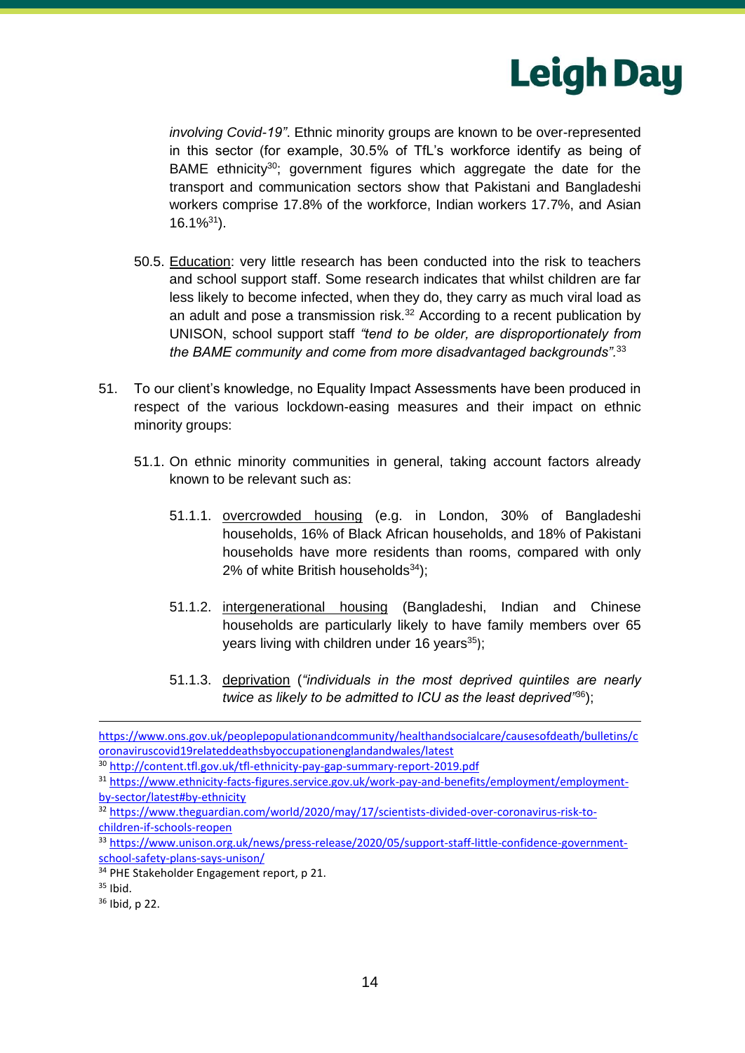*involving Covid-19"*. Ethnic minority groups are known to be over-represented in this sector (for example, 30.5% of TfL's workforce identify as being of BAME ethnicity[30]; government figures which aggregate the date for the transport and communication sectors show that Pakistani and Bangladeshi workers comprise 17.8% of the workforce, Indian workers 17.7%, and Asian 16.1%[31]).

50.5. Education: very little research has been conducted into the risk to teachers and school support staff. Some research indicates that whilst children are far less likely to become infected, when they do, they carry as much viral load as an adult and pose a transmission risk.[32] According to a recent publication by UNISON, school support staff *"tend to be older, are disproportionately from the BAME community and come from more disadvantaged backgrounds"*.[33]

51. To our client's knowledge, no Equality Impact Assessments have been produced in respect of the various lockdown-easing measures and their impact on ethnic minority groups:

51.1. On ethnic minority communities in general, taking account factors already known to be relevant such as:

51.1.1. overcrowded housing (e.g. in London, 30% of Bangladeshi households, 16% of Black African households, and 18% of Pakistani households have more residents than rooms, compared with only 2% of white British households[34]);

51.1.2. intergenerational housing (Bangladeshi, Indian and Chinese households are particularly likely to have family members over 65 years living with children under 16 years[35]);

51.1.3. deprivation (*"individuals in the most deprived quintiles are nearly twice as likely to be admitted to ICU as the least deprived"*[36]);

---

https://www.ons.gov.uk/peoplepopulationandcommunity/healthandsocialcare/causesofdeath/bulletins/coronaviruscovid19relateddeathsbyoccupationenglandandwales/latest

[30] http://content.tfl.gov.uk/tfl-ethnicity-pay-gap-summary-report-2019.pdf

[31] https://www.ethnicity-facts-figures.service.gov.uk/work-pay-and-benefits/employment/employment-by-sector/latest#by-ethnicity

[32] https://www.theguardian.com/world/2020/may/17/scientists-divided-over-coronavirus-risk-to-children-if-schools-reopen

[33] https://www.unison.org.uk/news/press-release/2020/05/support-staff-little-confidence-government-school-safety-plans-says-unison/

[34] PHE Stakeholder Engagement report, p 21.

[35] Ibid.

[36] Ibid, p 22.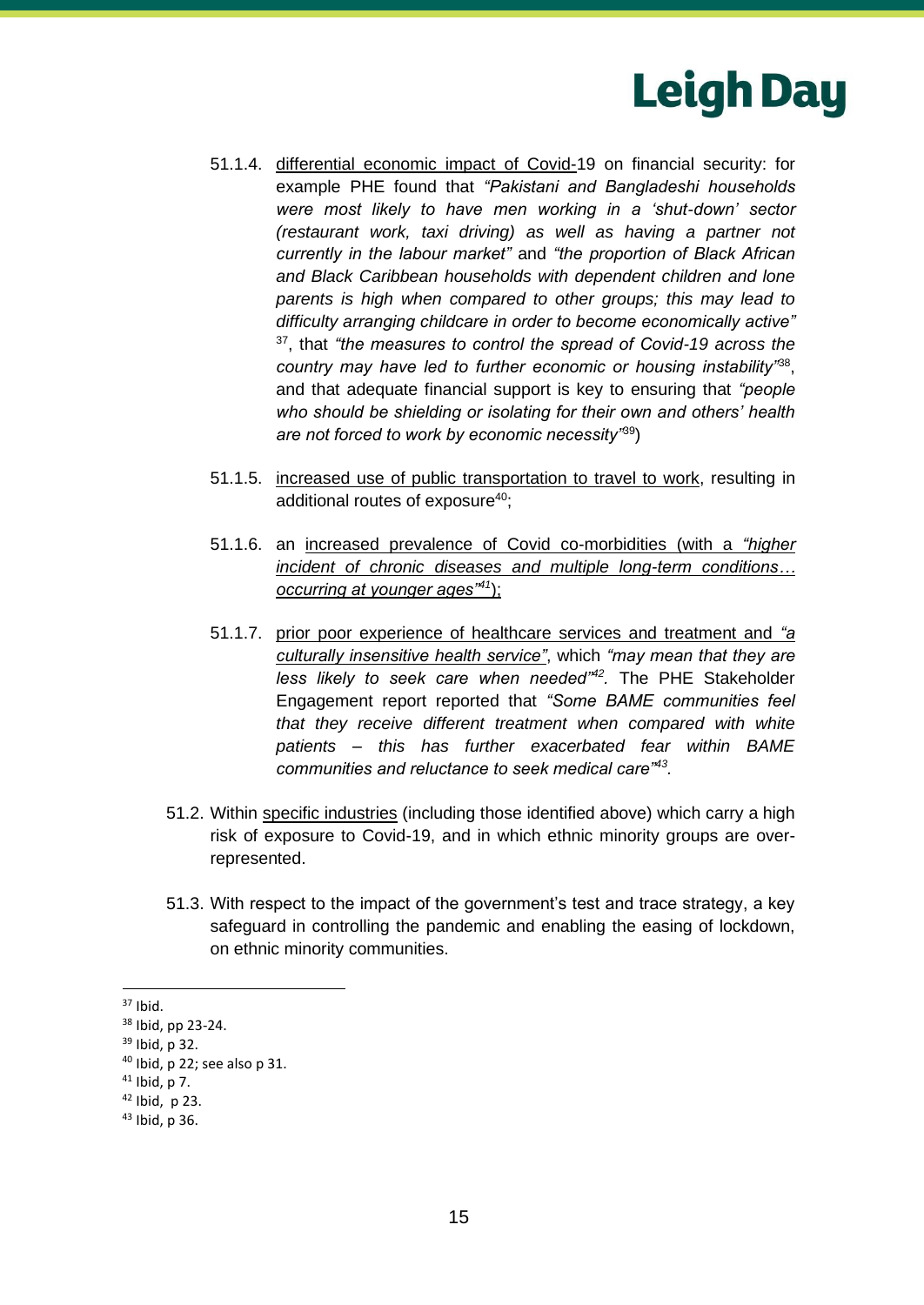51.1.4. <u>differential economic impact of Covid-</u>19 on financial security: for example PHE found that *"Pakistani and Bangladeshi households were most likely to have men working in a 'shut-down' sector (restaurant work, taxi driving) as well as having a partner not currently in the labour market"* and *"the proportion of Black African and Black Caribbean households with dependent children and lone parents is high when compared to other groups; this may lead to difficulty arranging childcare in order to become economically active"* [37], that *"the measures to control the spread of Covid-19 across the country may have led to further economic or housing instability"*[38], and that adequate financial support is key to ensuring that *"people who should be shielding or isolating for their own and others' health are not forced to work by economic necessity"*[39])

51.1.5. <u>increased use of public transportation to travel to work</u>, resulting in additional routes of exposure[40];

51.1.6. an <u>increased prevalence of Covid co-morbidities (with a *"higher incident of chronic diseases and multiple long-term conditions… occurring at younger ages"*[41])</u>;

51.1.7. <u>prior poor experience of healthcare services and treatment and *"a culturally insensitive health service"*</u>, which *"may mean that they are less likely to seek care when needed"*[42]. The PHE Stakeholder Engagement report reported that *"Some BAME communities feel that they receive different treatment when compared with white patients – this has further exacerbated fear within BAME communities and reluctance to seek medical care"*[43].

51.2. Within <u>specific industries</u> (including those identified above) which carry a high risk of exposure to Covid-19, and in which ethnic minority groups are over-represented.

51.3. With respect to the impact of the government's test and trace strategy, a key safeguard in controlling the pandemic and enabling the easing of lockdown, on ethnic minority communities.

---

[37] Ibid.

[38] Ibid, pp 23-24.

[39] Ibid, p 32.

[40] Ibid, p 22; see also p 31.

[41] Ibid, p 7.

[42] Ibid, p 23.

[43] Ibid, p 36.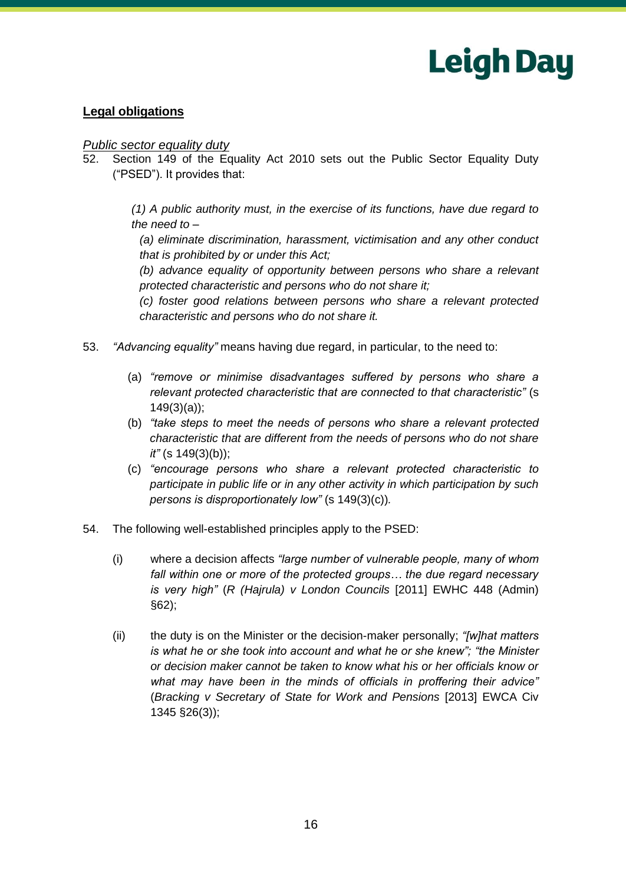**Legal obligations**

*Public sector equality duty*

52. Section 149 of the Equality Act 2010 sets out the Public Sector Equality Duty ("PSED"). It provides that:

> *(1) A public authority must, in the exercise of its functions, have due regard to the need to –*
>
> *(a) eliminate discrimination, harassment, victimisation and any other conduct that is prohibited by or under this Act;*
>
> *(b) advance equality of opportunity between persons who share a relevant protected characteristic and persons who do not share it;*
>
> *(c) foster good relations between persons who share a relevant protected characteristic and persons who do not share it.*

53. *"Advancing equality"* means having due regard, in particular, to the need to:

    (a) *"remove or minimise disadvantages suffered by persons who share a relevant protected characteristic that are connected to that characteristic"* (s 149(3)(a));

    (b) *"take steps to meet the needs of persons who share a relevant protected characteristic that are different from the needs of persons who do not share it"* (s 149(3)(b));

    (c) *"encourage persons who share a relevant protected characteristic to participate in public life or in any other activity in which participation by such persons is disproportionately low"* (s 149(3)(c)).

54. The following well-established principles apply to the PSED:

    (i) where a decision affects *"large number of vulnerable people, many of whom fall within one or more of the protected groups… the due regard necessary is very high"* (*R (Hajrula) v London Councils* [2011] EWHC 448 (Admin) §62);

    (ii) the duty is on the Minister or the decision-maker personally; *"[w]hat matters is what he or she took into account and what he or she knew"; "the Minister or decision maker cannot be taken to know what his or her officials know or what may have been in the minds of officials in proffering their advice"* (*Bracking v Secretary of State for Work and Pensions* [2013] EWCA Civ 1345 §26(3));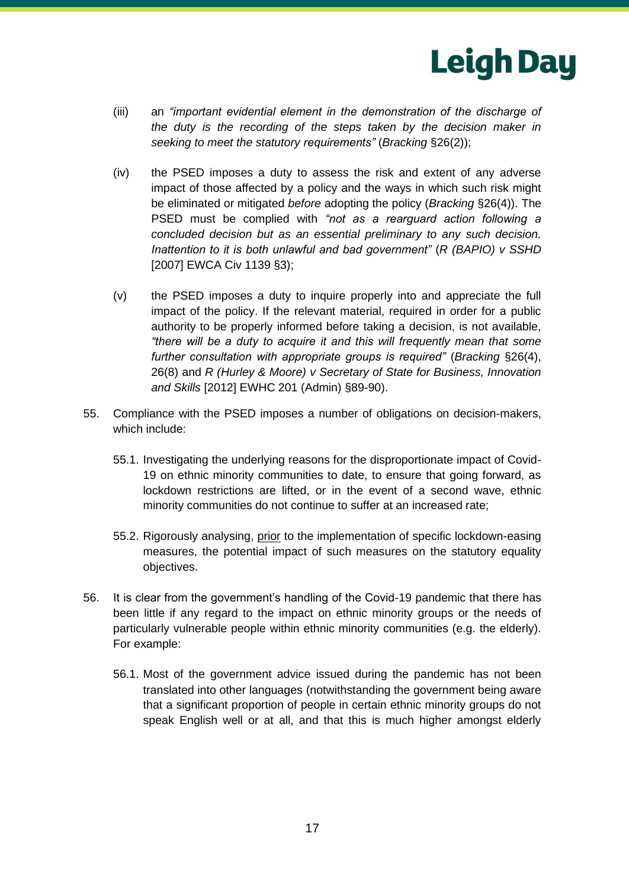(iii) an *"important evidential element in the demonstration of the discharge of the duty is the recording of the steps taken by the decision maker in seeking to meet the statutory requirements"* (*Bracking* §26(2));

(iv) the PSED imposes a duty to assess the risk and extent of any adverse impact of those affected by a policy and the ways in which such risk might be eliminated or mitigated *before* adopting the policy (*Bracking* §26(4)). The PSED must be complied with *"not as a rearguard action following a concluded decision but as an essential preliminary to any such decision. Inattention to it is both unlawful and bad government"* (*R (BAPIO) v SSHD* [2007] EWCA Civ 1139 §3);

(v) the PSED imposes a duty to inquire properly into and appreciate the full impact of the policy. If the relevant material, required in order for a public authority to be properly informed before taking a decision, is not available, *"there will be a duty to acquire it and this will frequently mean that some further consultation with appropriate groups is required"* (*Bracking* §26(4), 26(8) and *R (Hurley & Moore) v Secretary of State for Business, Innovation and Skills* [2012] EWHC 201 (Admin) §89-90).

55. Compliance with the PSED imposes a number of obligations on decision-makers, which include:

   55.1. Investigating the underlying reasons for the disproportionate impact of Covid-19 on ethnic minority communities to date, to ensure that going forward, as lockdown restrictions are lifted, or in the event of a second wave, ethnic minority communities do not continue to suffer at an increased rate;

   55.2. Rigorously analysing, <u>prior</u> to the implementation of specific lockdown-easing measures, the potential impact of such measures on the statutory equality objectives.

56. It is clear from the government's handling of the Covid-19 pandemic that there has been little if any regard to the impact on ethnic minority groups or the needs of particularly vulnerable people within ethnic minority communities (e.g. the elderly). For example:

   56.1. Most of the government advice issued during the pandemic has not been translated into other languages (notwithstanding the government being aware that a significant proportion of people in certain ethnic minority groups do not speak English well or at all, and that this is much higher amongst elderly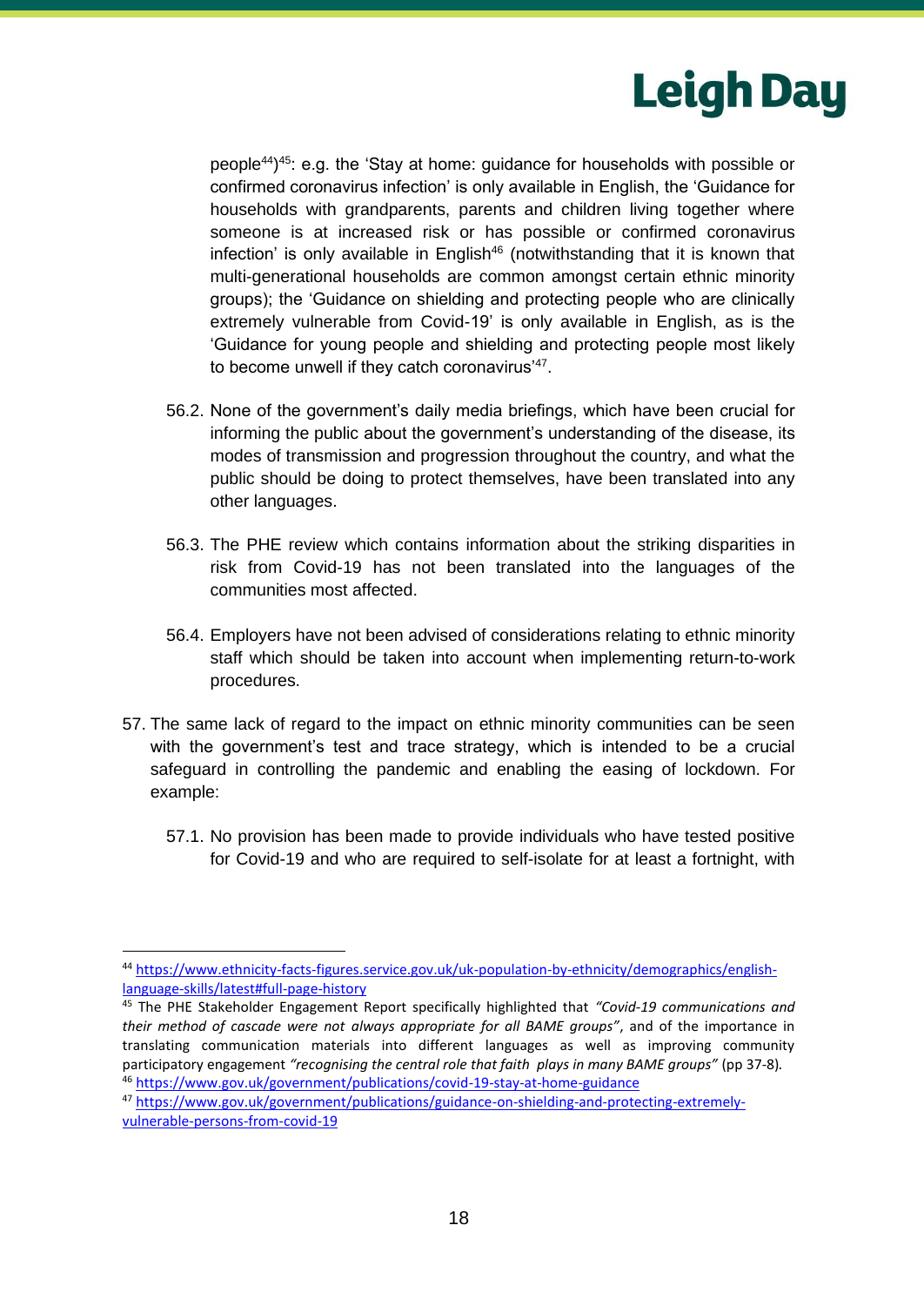people[44])[45]: e.g. the 'Stay at home: guidance for households with possible or confirmed coronavirus infection' is only available in English, the 'Guidance for households with grandparents, parents and children living together where someone is at increased risk or has possible or confirmed coronavirus infection' is only available in English[46] (notwithstanding that it is known that multi-generational households are common amongst certain ethnic minority groups); the 'Guidance on shielding and protecting people who are clinically extremely vulnerable from Covid-19' is only available in English, as is the 'Guidance for young people and shielding and protecting people most likely to become unwell if they catch coronavirus'[47].

56.2. None of the government's daily media briefings, which have been crucial for informing the public about the government's understanding of the disease, its modes of transmission and progression throughout the country, and what the public should be doing to protect themselves, have been translated into any other languages.

56.3. The PHE review which contains information about the striking disparities in risk from Covid-19 has not been translated into the languages of the communities most affected.

56.4. Employers have not been advised of considerations relating to ethnic minority staff which should be taken into account when implementing return-to-work procedures.

57. The same lack of regard to the impact on ethnic minority communities can be seen with the government's test and trace strategy, which is intended to be a crucial safeguard in controlling the pandemic and enabling the easing of lockdown. For example:

57.1. No provision has been made to provide individuals who have tested positive for Covid-19 and who are required to self-isolate for at least a fortnight, with

---

[44] https://www.ethnicity-facts-figures.service.gov.uk/uk-population-by-ethnicity/demographics/english-language-skills/latest#full-page-history

[45] The PHE Stakeholder Engagement Report specifically highlighted that *"Covid-19 communications and their method of cascade were not always appropriate for all BAME groups"*, and of the importance in translating communication materials into different languages as well as improving community participatory engagement *"recognising the central role that faith plays in many BAME groups"* (pp 37-8).

[46] https://www.gov.uk/government/publications/covid-19-stay-at-home-guidance

[47] https://www.gov.uk/government/publications/guidance-on-shielding-and-protecting-extremely-vulnerable-persons-from-covid-19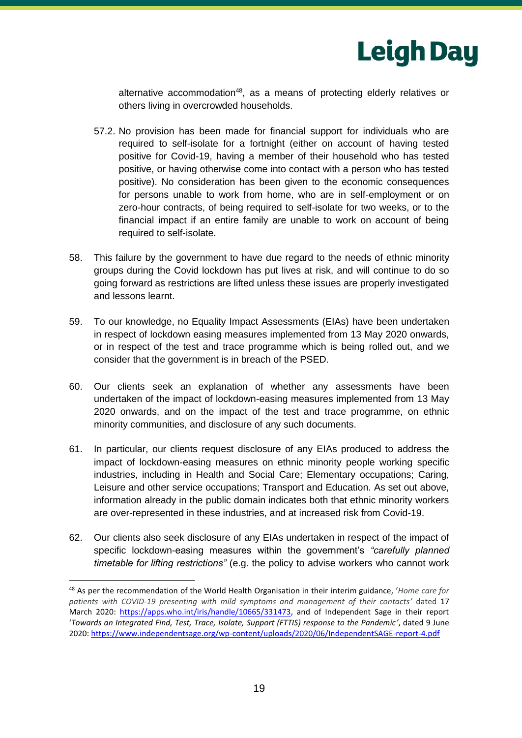alternative accommodation[48], as a means of protecting elderly relatives or others living in overcrowded households.

57.2. No provision has been made for financial support for individuals who are required to self-isolate for a fortnight (either on account of having tested positive for Covid-19, having a member of their household who has tested positive, or having otherwise come into contact with a person who has tested positive). No consideration has been given to the economic consequences for persons unable to work from home, who are in self-employment or on zero-hour contracts, of being required to self-isolate for two weeks, or to the financial impact if an entire family are unable to work on account of being required to self-isolate.

58. This failure by the government to have due regard to the needs of ethnic minority groups during the Covid lockdown has put lives at risk, and will continue to do so going forward as restrictions are lifted unless these issues are properly investigated and lessons learnt.

59. To our knowledge, no Equality Impact Assessments (EIAs) have been undertaken in respect of lockdown easing measures implemented from 13 May 2020 onwards, or in respect of the test and trace programme which is being rolled out, and we consider that the government is in breach of the PSED.

60. Our clients seek an explanation of whether any assessments have been undertaken of the impact of lockdown-easing measures implemented from 13 May 2020 onwards, and on the impact of the test and trace programme, on ethnic minority communities, and disclosure of any such documents.

61. In particular, our clients request disclosure of any EIAs produced to address the impact of lockdown-easing measures on ethnic minority people working specific industries, including in Health and Social Care; Elementary occupations; Caring, Leisure and other service occupations; Transport and Education. As set out above, information already in the public domain indicates both that ethnic minority workers are over-represented in these industries, and at increased risk from Covid-19.

62. Our clients also seek disclosure of any EIAs undertaken in respect of the impact of specific lockdown-easing measures within the government's *"carefully planned timetable for lifting restrictions"* (e.g. the policy to advise workers who cannot work

---

[48] As per the recommendation of the World Health Organisation in their interim guidance, '*Home care for patients with COVID-19 presenting with mild symptoms and management of their contacts'* dated 17 March 2020: https://apps.who.int/iris/handle/10665/331473, and of Independent Sage in their report '*Towards an Integrated Find, Test, Trace, Isolate, Support (FTTIS) response to the Pandemic'*, dated 9 June 2020: https://www.independentsage.org/wp-content/uploads/2020/06/IndependentSAGE-report-4.pdf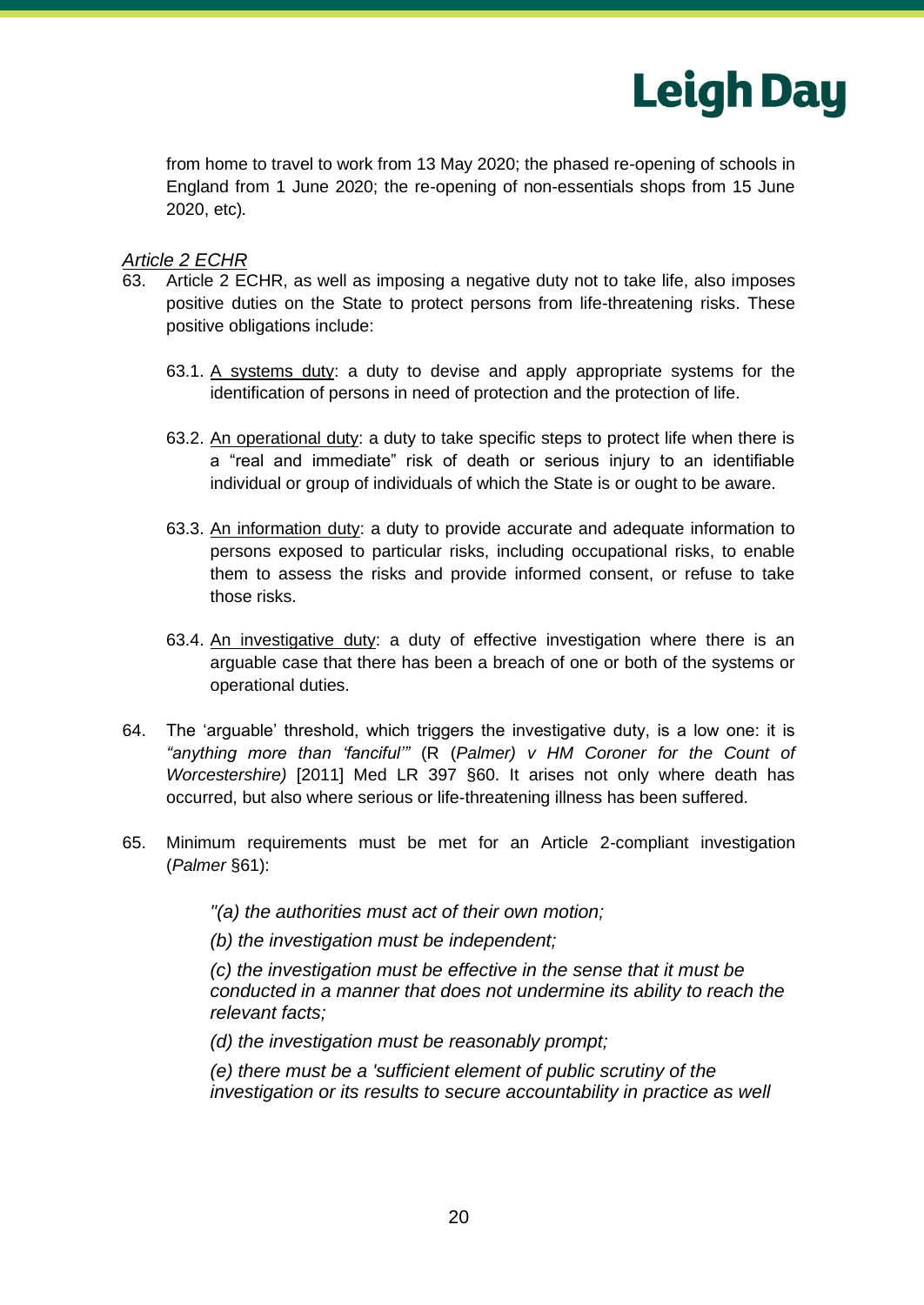from home to travel to work from 13 May 2020; the phased re-opening of schools in England from 1 June 2020; the re-opening of non-essentials shops from 15 June 2020, etc).

*Article 2 ECHR*

63. Article 2 ECHR, as well as imposing a negative duty not to take life, also imposes positive duties on the State to protect persons from life-threatening risks. These positive obligations include:

    63.1. A systems duty: a duty to devise and apply appropriate systems for the identification of persons in need of protection and the protection of life.

    63.2. An operational duty: a duty to take specific steps to protect life when there is a "real and immediate" risk of death or serious injury to an identifiable individual or group of individuals of which the State is or ought to be aware.

    63.3. An information duty: a duty to provide accurate and adequate information to persons exposed to particular risks, including occupational risks, to enable them to assess the risks and provide informed consent, or refuse to take those risks.

    63.4. An investigative duty: a duty of effective investigation where there is an arguable case that there has been a breach of one or both of the systems or operational duties.

64. The 'arguable' threshold, which triggers the investigative duty, is a low one: it is *"anything more than 'fanciful'"* (R (*Palmer) v HM Coroner for the Count of Worcestershire)* [2011] Med LR 397 §60. It arises not only where death has occurred, but also where serious or life-threatening illness has been suffered.

65. Minimum requirements must be met for an Article 2-compliant investigation (*Palmer* §61):

    *"(a) the authorities must act of their own motion;*

    *(b) the investigation must be independent;*

    *(c) the investigation must be effective in the sense that it must be conducted in a manner that does not undermine its ability to reach the relevant facts;*

    *(d) the investigation must be reasonably prompt;*

    *(e) there must be a 'sufficient element of public scrutiny of the investigation or its results to secure accountability in practice as well*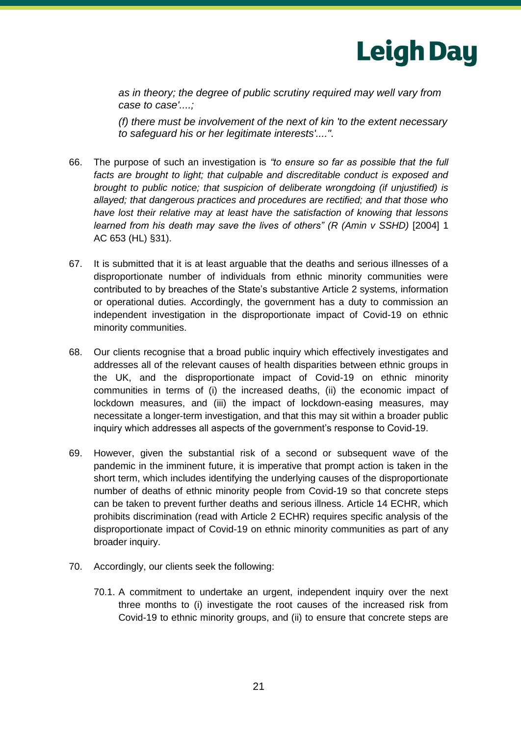*as in theory; the degree of public scrutiny required may well vary from case to case'....;*

*(f) there must be involvement of the next of kin 'to the extent necessary to safeguard his or her legitimate interests'....".*

66. The purpose of such an investigation is *"to ensure so far as possible that the full facts are brought to light; that culpable and discreditable conduct is exposed and brought to public notice; that suspicion of deliberate wrongdoing (if unjustified) is allayed; that dangerous practices and procedures are rectified; and that those who have lost their relative may at least have the satisfaction of knowing that lessons learned from his death may save the lives of others" (R (Amin v SSHD)* [2004] 1 AC 653 (HL) §31).

67. It is submitted that it is at least arguable that the deaths and serious illnesses of a disproportionate number of individuals from ethnic minority communities were contributed to by breaches of the State's substantive Article 2 systems, information or operational duties. Accordingly, the government has a duty to commission an independent investigation in the disproportionate impact of Covid-19 on ethnic minority communities.

68. Our clients recognise that a broad public inquiry which effectively investigates and addresses all of the relevant causes of health disparities between ethnic groups in the UK, and the disproportionate impact of Covid-19 on ethnic minority communities in terms of (i) the increased deaths, (ii) the economic impact of lockdown measures, and (iii) the impact of lockdown-easing measures, may necessitate a longer-term investigation, and that this may sit within a broader public inquiry which addresses all aspects of the government's response to Covid-19.

69. However, given the substantial risk of a second or subsequent wave of the pandemic in the imminent future, it is imperative that prompt action is taken in the short term, which includes identifying the underlying causes of the disproportionate number of deaths of ethnic minority people from Covid-19 so that concrete steps can be taken to prevent further deaths and serious illness. Article 14 ECHR, which prohibits discrimination (read with Article 2 ECHR) requires specific analysis of the disproportionate impact of Covid-19 on ethnic minority communities as part of any broader inquiry.

70. Accordingly, our clients seek the following:

    70.1. A commitment to undertake an urgent, independent inquiry over the next three months to (i) investigate the root causes of the increased risk from Covid-19 to ethnic minority groups, and (ii) to ensure that concrete steps are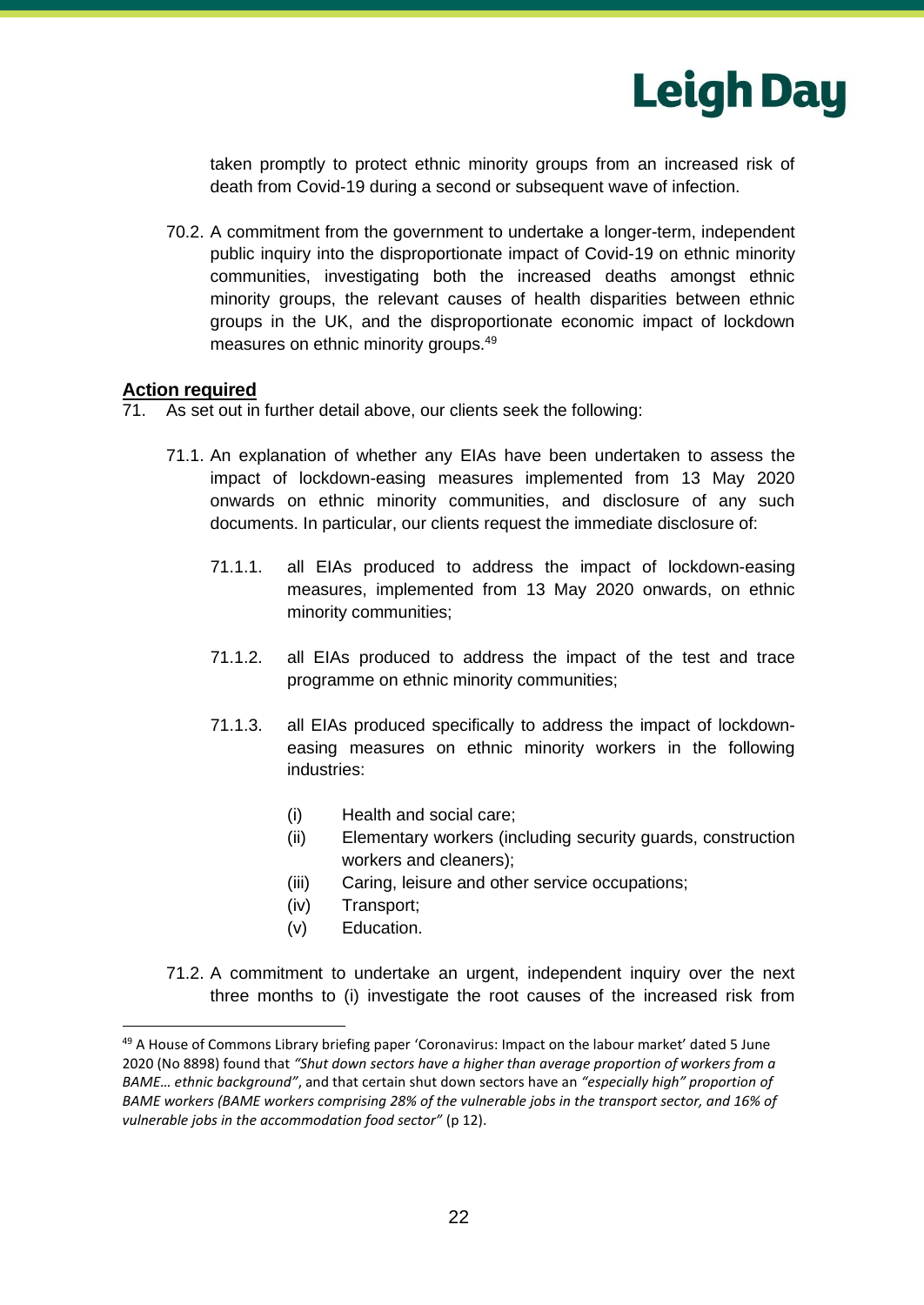taken promptly to protect ethnic minority groups from an increased risk of death from Covid-19 during a second or subsequent wave of infection.

70.2. A commitment from the government to undertake a longer-term, independent public inquiry into the disproportionate impact of Covid-19 on ethnic minority communities, investigating both the increased deaths amongst ethnic minority groups, the relevant causes of health disparities between ethnic groups in the UK, and the disproportionate economic impact of lockdown measures on ethnic minority groups.[49]

**<u>Action required</u>**

71. As set out in further detail above, our clients seek the following:

71.1. An explanation of whether any EIAs have been undertaken to assess the impact of lockdown-easing measures implemented from 13 May 2020 onwards on ethnic minority communities, and disclosure of any such documents. In particular, our clients request the immediate disclosure of:

71.1.1. all EIAs produced to address the impact of lockdown-easing measures, implemented from 13 May 2020 onwards, on ethnic minority communities;

71.1.2. all EIAs produced to address the impact of the test and trace programme on ethnic minority communities;

71.1.3. all EIAs produced specifically to address the impact of lockdown-easing measures on ethnic minority workers in the following industries:

(i) Health and social care;
(ii) Elementary workers (including security guards, construction workers and cleaners);
(iii) Caring, leisure and other service occupations;
(iv) Transport;
(v) Education.

71.2. A commitment to undertake an urgent, independent inquiry over the next three months to (i) investigate the root causes of the increased risk from

---

[49] A House of Commons Library briefing paper 'Coronavirus: Impact on the labour market' dated 5 June 2020 (No 8898) found that *"Shut down sectors have a higher than average proportion of workers from a BAME… ethnic background"*, and that certain shut down sectors have an *"especially high" proportion of BAME workers (BAME workers comprising 28% of the vulnerable jobs in the transport sector, and 16% of vulnerable jobs in the accommodation food sector"* (p 12).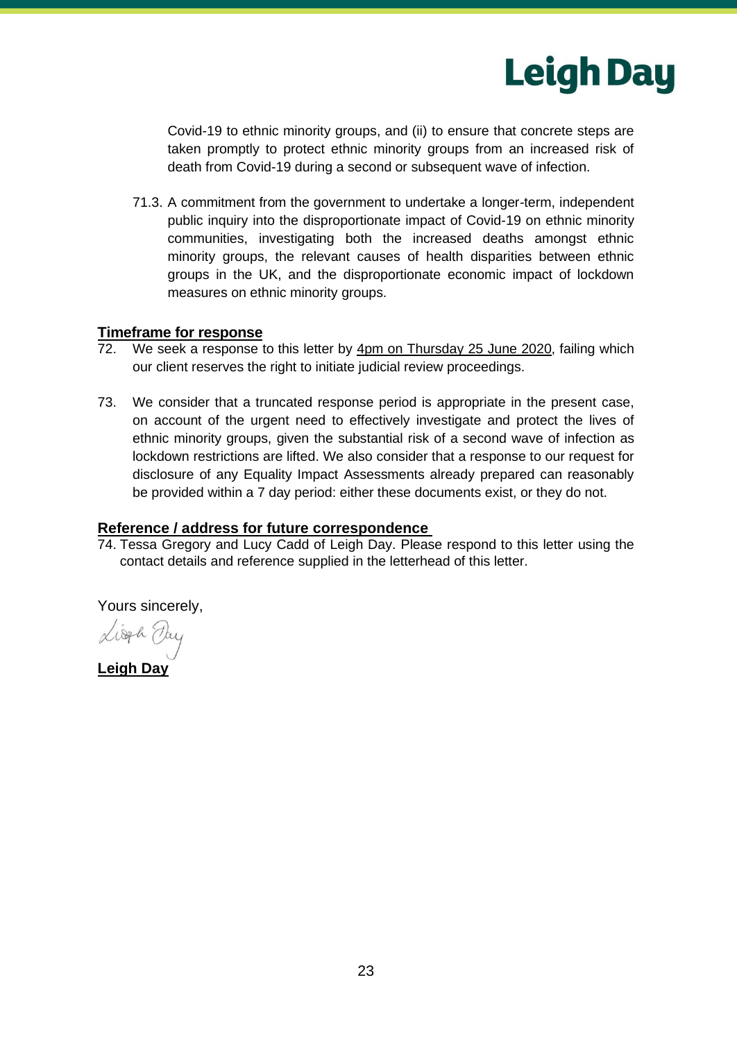Covid-19 to ethnic minority groups, and (ii) to ensure that concrete steps are taken promptly to protect ethnic minority groups from an increased risk of death from Covid-19 during a second or subsequent wave of infection.

71.3. A commitment from the government to undertake a longer-term, independent public inquiry into the disproportionate impact of Covid-19 on ethnic minority communities, investigating both the increased deaths amongst ethnic minority groups, the relevant causes of health disparities between ethnic groups in the UK, and the disproportionate economic impact of lockdown measures on ethnic minority groups.

**Timeframe for response**

72. We seek a response to this letter by 4pm on Thursday 25 June 2020, failing which our client reserves the right to initiate judicial review proceedings.

73. We consider that a truncated response period is appropriate in the present case, on account of the urgent need to effectively investigate and protect the lives of ethnic minority groups, given the substantial risk of a second wave of infection as lockdown restrictions are lifted. We also consider that a response to our request for disclosure of any Equality Impact Assessments already prepared can reasonably be provided within a 7 day period: either these documents exist, or they do not.

**Reference / address for future correspondence**

74. Tessa Gregory and Lucy Cadd of Leigh Day. Please respond to this letter using the contact details and reference supplied in the letterhead of this letter.

Yours sincerely,

Leigh Day

**Leigh Day**